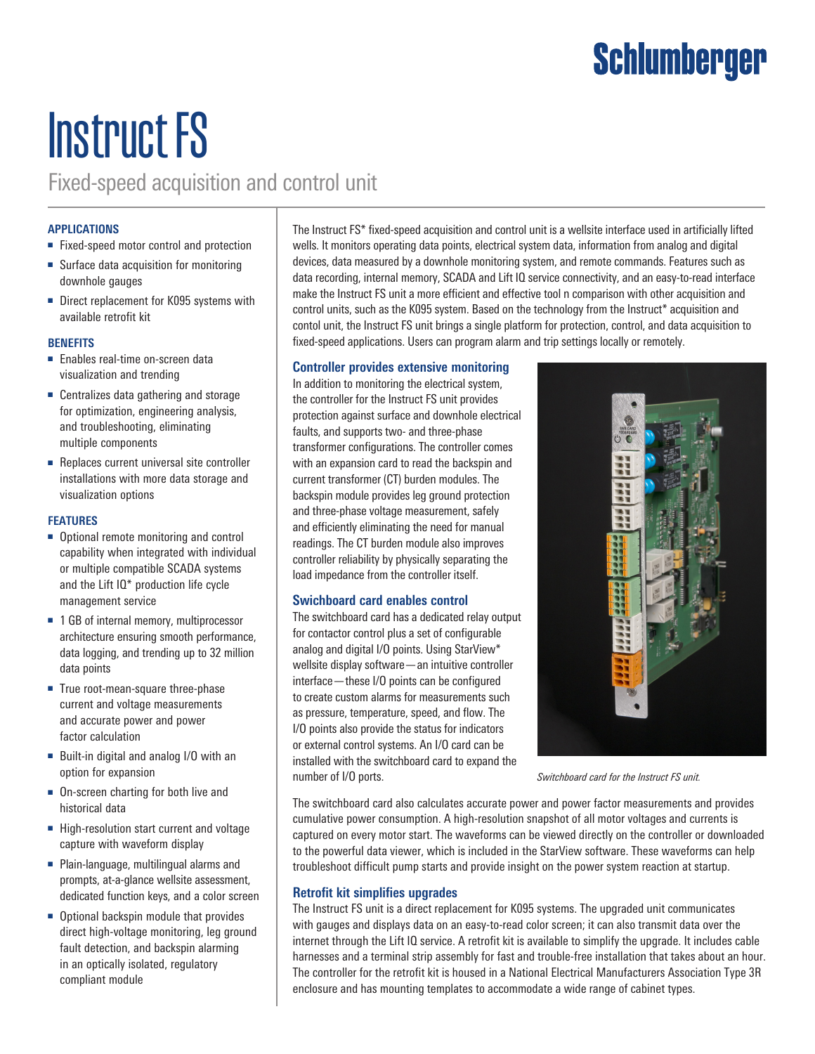Schlumberger

# Instruct FS

## Fixed-speed acquisition and control unit

### APPLICATIONS

- Fixed-speed motor control and protection
- Surface data acquisition for monitoring downhole gauges
- Direct replacement for K095 systems with available retrofit kit

### BENEFITS

- Enables real-time on-screen data visualization and trending
- Centralizes data gathering and storage for optimization, engineering analysis, and troubleshooting, eliminating multiple components
- Replaces current universal site controller installations with more data storage and visualization options

### FEATURES

- Optional remote monitoring and control capability when integrated with individual or multiple compatible SCADA systems and the Lift IQ* production life cycle management service
- 1 GB of internal memory, multiprocessor architecture ensuring smooth performance, data logging, and trending up to 32 million data points
- True root-mean-square three-phase current and voltage measurements and accurate power and power factor calculation
- Built-in digital and analog I/O with an option for expansion
- On-screen charting for both live and historical data
- High-resolution start current and voltage capture with waveform display
- Plain-language, multilingual alarms and prompts, at-a-glance wellsite assessment, dedicated function keys, and a color screen
- Optional backspin module that provides direct high-voltage monitoring, leg ground fault detection, and backspin alarming in an optically isolated, regulatory compliant module

The Instruct FS* fixed-speed acquisition and control unit is a wellsite interface used in artificially lifted wells. It monitors operating data points, electrical system data, information from analog and digital devices, data measured by a downhole monitoring system, and remote commands. Features such as data recording, internal memory, SCADA and Lift IQ service connectivity, and an easy-to-read interface make the Instruct FS unit a more efficient and effective tool n comparison with other acquisition and control units, such as the K095 system. Based on the technology from the Instruct* acquisition and contol unit, the Instruct FS unit brings a single platform for protection, control, and data acquisition to fixed-speed applications. Users can program alarm and trip settings locally or remotely.

### Controller provides extensive monitoring

In addition to monitoring the electrical system, the controller for the Instruct FS unit provides protection against surface and downhole electrical faults, and supports two- and three-phase transformer configurations. The controller comes with an expansion card to read the backspin and current transformer (CT) burden modules. The backspin module provides leg ground protection and three-phase voltage measurement, safely and efficiently eliminating the need for manual readings. The CT burden module also improves controller reliability by physically separating the load impedance from the controller itself.

### Switchboard card enables control

The switchboard card has a dedicated relay output for contactor control plus a set of configurable analog and digital I/O points. Using StarView* wellsite display software—an intuitive controller interface—these I/O points can be configured to create custom alarms for measurements such as pressure, temperature, speed, and flow. The I/O points also provide the status for indicators or external control systems. An I/O card can be installed with the switchboard card to expand the number of I/O ports.

*Switchboard card for the Instruct FS unit.*

The switchboard card also calculates accurate power and power factor measurements and provides cumulative power consumption. A high-resolution snapshot of all motor voltages and currents is captured on every motor start. The waveforms can be viewed directly on the controller or downloaded to the powerful data viewer, which is included in the StarView software. These waveforms can help troubleshoot difficult pump starts and provide insight on the power system reaction at startup.

### Retrofit kit simplifies upgrades

The Instruct FS unit is a direct replacement for K095 systems. The upgraded unit communicates with gauges and displays data on an easy-to-read color screen; it can also transmit data over the internet through the Lift IQ service. A retrofit kit is available to simplify the upgrade. It includes cable harnesses and a terminal strip assembly for fast and trouble-free installation that takes about an hour. The controller for the retrofit kit is housed in a National Electrical Manufacturers Association Type 3R enclosure and has mounting templates to accommodate a wide range of cabinet types.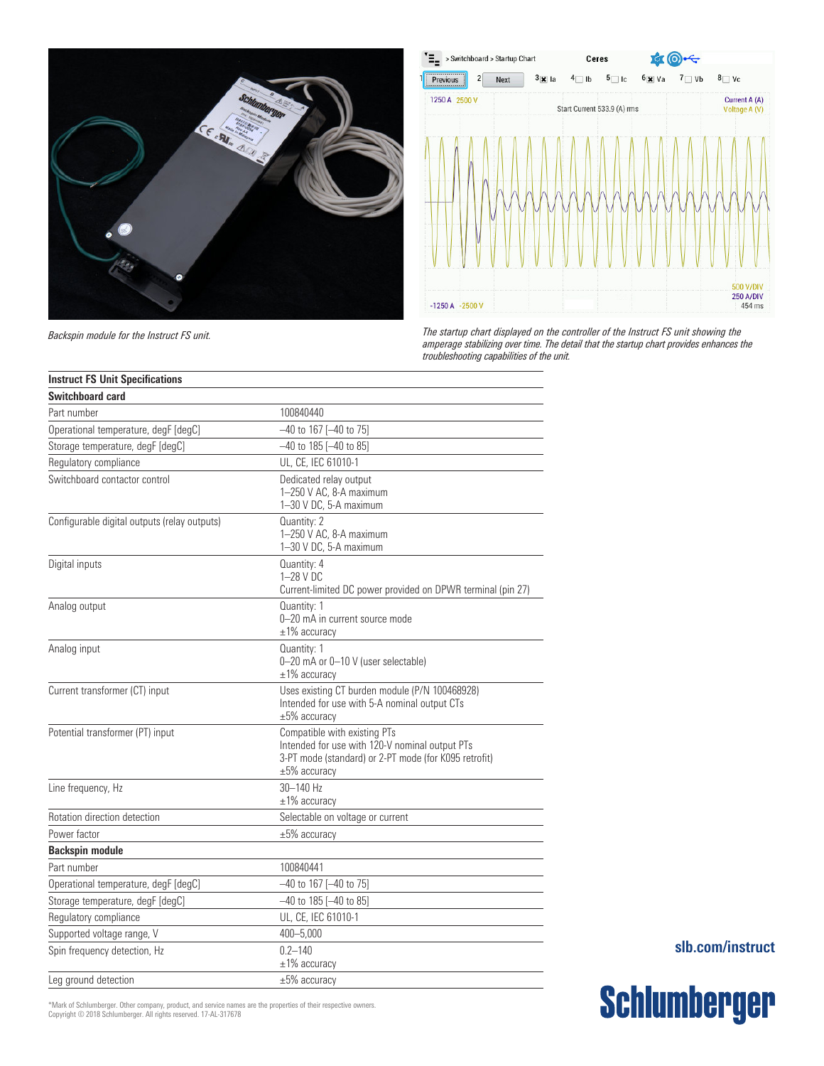*Backspin module for the Instruct FS unit.*

*The startup chart displayed on the controller of the Instruct FS unit showing the amperage stabilizing over time. The detail that the startup chart provides enhances the troubleshooting capabilities of the unit.*

| **Instruct FS Unit Specifications** | |
|---|---|
| **Switchboard card** | |
| Part number | 100840440 |
| Operational temperature, degF [degC] | –40 to 167 [–40 to 75] |
| Storage temperature, degF [degC] | –40 to 185 [–40 to 85] |
| Regulatory compliance | UL, CE, IEC 61010-1 |
| Switchboard contactor control | Dedicated relay output<br>1–250 V AC, 8-A maximum<br>1–30 V DC, 5-A maximum |
| Configurable digital outputs (relay outputs) | Quantity: 2<br>1–250 V AC, 8-A maximum<br>1–30 V DC, 5-A maximum |
| Digital inputs | Quantity: 4<br>1–28 V DC<br>Current-limited DC power provided on DPWR terminal (pin 27) |
| Analog output | Quantity: 1<br>0–20 mA in current source mode<br>±1% accuracy |
| Analog input | Quantity: 1<br>0–20 mA or 0–10 V (user selectable)<br>±1% accuracy |
| Current transformer (CT) input | Uses existing CT burden module (P/N 100468928)<br>Intended for use with 5-A nominal output CTs<br>±5% accuracy |
| Potential transformer (PT) input | Compatible with existing PTs<br>Intended for use with 120-V nominal output PTs<br>3-PT mode (standard) or 2-PT mode (for K095 retrofit)<br>±5% accuracy |
| Line frequency, Hz | 30–140 Hz<br>±1% accuracy |
| Rotation direction detection | Selectable on voltage or current |
| Power factor | ±5% accuracy |
| **Backspin module** | |
| Part number | 100840441 |
| Operational temperature, degF [degC] | –40 to 167 [–40 to 75] |
| Storage temperature, degF [degC] | –40 to 185 [–40 to 85] |
| Regulatory compliance | UL, CE, IEC 61010-1 |
| Supported voltage range, V | 400–5,000 |
| Spin frequency detection, Hz | 0.2–140<br>±1% accuracy |
| Leg ground detection | ±5% accuracy |

slb.com/instruct

*Mark of Schlumberger. Other company, product, and service names are the properties of their respective owners.
Copyright © 2018 Schlumberger. All rights reserved. 17-AL-317678

Schlumberger